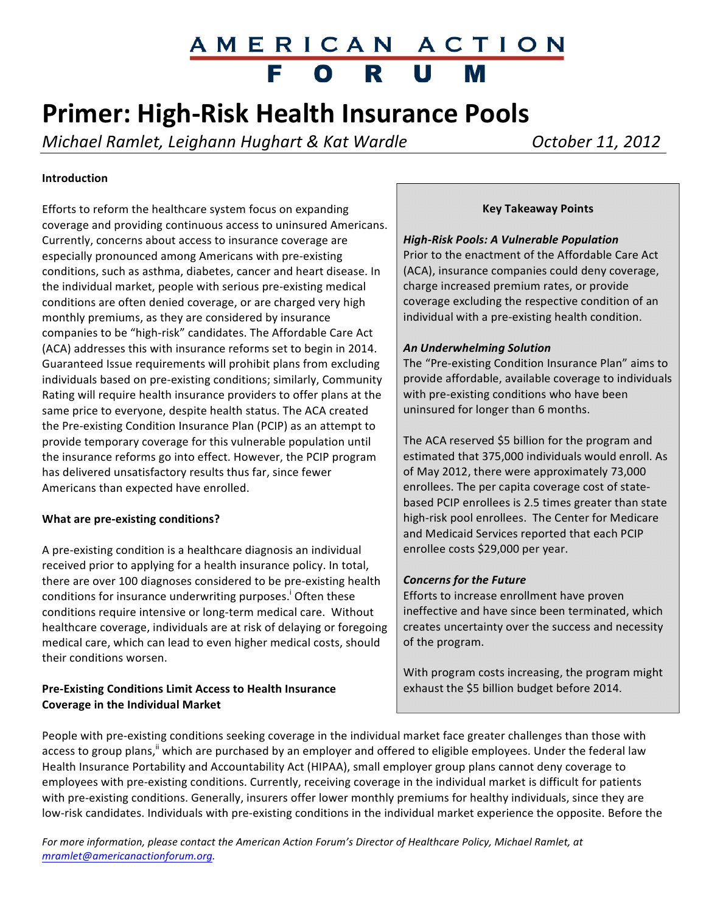# AMERICAN ACTION FORUM

# Primer: High-Risk Health Insurance Pools

*Michael Ramlet, Leighann Hughart & Kat Wardle* *October 11, 2012*

**Introduction**

Efforts to reform the healthcare system focus on expanding coverage and providing continuous access to uninsured Americans. Currently, concerns about access to insurance coverage are especially pronounced among Americans with pre-existing conditions, such as asthma, diabetes, cancer and heart disease. In the individual market, people with serious pre-existing medical conditions are often denied coverage, or are charged very high monthly premiums, as they are considered by insurance companies to be "high-risk" candidates. The Affordable Care Act (ACA) addresses this with insurance reforms set to begin in 2014. Guaranteed Issue requirements will prohibit plans from excluding individuals based on pre-existing conditions; similarly, Community Rating will require health insurance providers to offer plans at the same price to everyone, despite health status. The ACA created the Pre-existing Condition Insurance Plan (PCIP) as an attempt to provide temporary coverage for this vulnerable population until the insurance reforms go into effect. However, the PCIP program has delivered unsatisfactory results thus far, since fewer Americans than expected have enrolled.

**Key Takeaway Points**

***High-Risk Pools: A Vulnerable Population***
Prior to the enactment of the Affordable Care Act (ACA), insurance companies could deny coverage, charge increased premium rates, or provide coverage excluding the respective condition of an individual with a pre-existing health condition.

***An Underwhelming Solution***
The "Pre-existing Condition Insurance Plan" aims to provide affordable, available coverage to individuals with pre-existing conditions who have been uninsured for longer than 6 months.

The ACA reserved \$5 billion for the program and estimated that 375,000 individuals would enroll. As of May 2012, there were approximately 73,000 enrollees. The per capita coverage cost of state-based PCIP enrollees is 2.5 times greater than state high-risk pool enrollees. The Center for Medicare and Medicaid Services reported that each PCIP enrollee costs \$29,000 per year.

***Concerns for the Future***
Efforts to increase enrollment have proven ineffective and have since been terminated, which creates uncertainty over the success and necessity of the program.

With program costs increasing, the program might exhaust the \$5 billion budget before 2014.

**What are pre-existing conditions?**

A pre-existing condition is a healthcare diagnosis an individual received prior to applying for a health insurance policy. In total, there are over 100 diagnoses considered to be pre-existing health conditions for insurance underwriting purposes.[i] Often these conditions require intensive or long-term medical care. Without healthcare coverage, individuals are at risk of delaying or foregoing medical care, which can lead to even higher medical costs, should their conditions worsen.

**Pre-Existing Conditions Limit Access to Health Insurance Coverage in the Individual Market**

People with pre-existing conditions seeking coverage in the individual market face greater challenges than those with access to group plans,[ii] which are purchased by an employer and offered to eligible employees. Under the federal law Health Insurance Portability and Accountability Act (HIPAA), small employer group plans cannot deny coverage to employees with pre-existing conditions. Currently, receiving coverage in the individual market is difficult for patients with pre-existing conditions. Generally, insurers offer lower monthly premiums for healthy individuals, since they are low-risk candidates. Individuals with pre-existing conditions in the individual market experience the opposite. Before the

*For more information, please contact the American Action Forum's Director of Healthcare Policy, Michael Ramlet, at mramlet@americanactionforum.org.*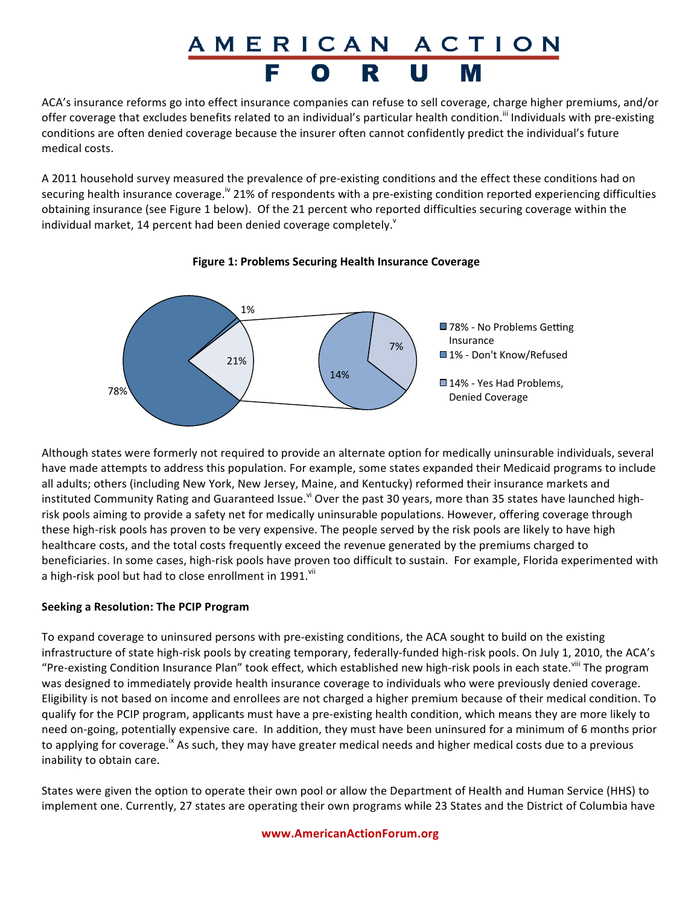ACA's insurance reforms go into effect insurance companies can refuse to sell coverage, charge higher premiums, and/or offer coverage that excludes benefits related to an individual's particular health condition.[iii] Individuals with pre-existing conditions are often denied coverage because the insurer often cannot confidently predict the individual's future medical costs.

A 2011 household survey measured the prevalence of pre-existing conditions and the effect these conditions had on securing health insurance coverage.[iv] 21% of respondents with a pre-existing condition reported experiencing difficulties obtaining insurance (see Figure 1 below). Of the 21 percent who reported difficulties securing coverage within the individual market, 14 percent had been denied coverage completely.[v]

**Figure 1: Problems Securing Health Insurance Coverage**

Although states were formerly not required to provide an alternate option for medically uninsurable individuals, several have made attempts to address this population. For example, some states expanded their Medicaid programs to include all adults; others (including New York, New Jersey, Maine, and Kentucky) reformed their insurance markets and instituted Community Rating and Guaranteed Issue.[vi] Over the past 30 years, more than 35 states have launched high-risk pools aiming to provide a safety net for medically uninsurable populations. However, offering coverage through these high-risk pools has proven to be very expensive. The people served by the risk pools are likely to have high healthcare costs, and the total costs frequently exceed the revenue generated by the premiums charged to beneficiaries. In some cases, high-risk pools have proven too difficult to sustain. For example, Florida experimented with a high-risk pool but had to close enrollment in 1991.[vii]

**Seeking a Resolution: The PCIP Program**

To expand coverage to uninsured persons with pre-existing conditions, the ACA sought to build on the existing infrastructure of state high-risk pools by creating temporary, federally-funded high-risk pools. On July 1, 2010, the ACA's "Pre-existing Condition Insurance Plan" took effect, which established new high-risk pools in each state.[viii] The program was designed to immediately provide health insurance coverage to individuals who were previously denied coverage. Eligibility is not based on income and enrollees are not charged a higher premium because of their medical condition. To qualify for the PCIP program, applicants must have a pre-existing health condition, which means they are more likely to need on-going, potentially expensive care. In addition, they must have been uninsured for a minimum of 6 months prior to applying for coverage.[ix] As such, they may have greater medical needs and higher medical costs due to a previous inability to obtain care.

States were given the option to operate their own pool or allow the Department of Health and Human Service (HHS) to implement one. Currently, 27 states are operating their own programs while 23 States and the District of Columbia have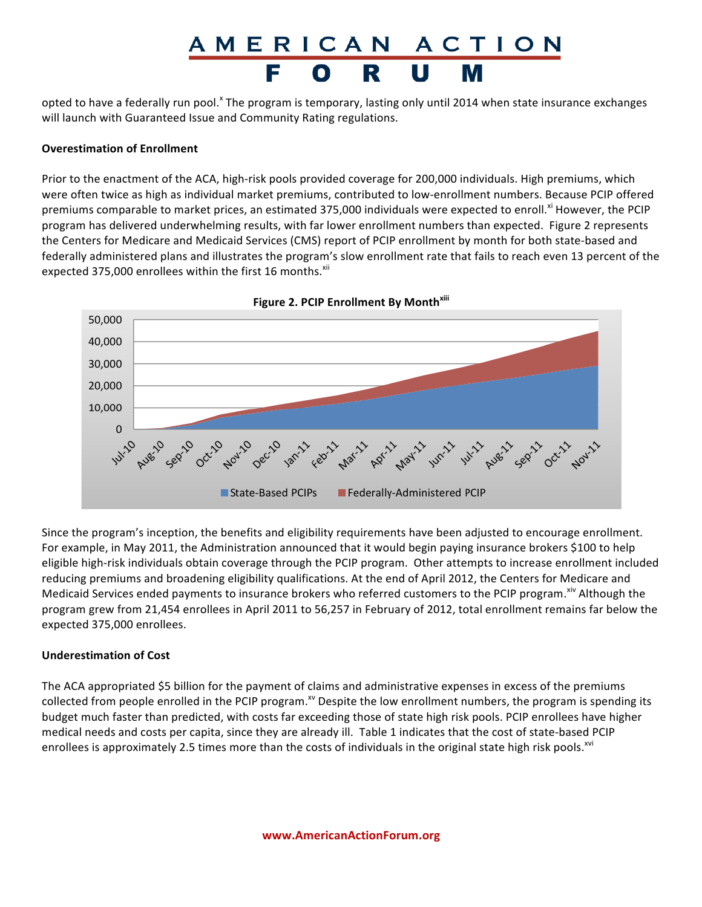opted to have a federally run pool.[x] The program is temporary, lasting only until 2014 when state insurance exchanges will launch with Guaranteed Issue and Community Rating regulations.

**Overestimation of Enrollment**

Prior to the enactment of the ACA, high-risk pools provided coverage for 200,000 individuals. High premiums, which were often twice as high as individual market premiums, contributed to low-enrollment numbers. Because PCIP offered premiums comparable to market prices, an estimated 375,000 individuals were expected to enroll.[xi] However, the PCIP program has delivered underwhelming results, with far lower enrollment numbers than expected. Figure 2 represents the Centers for Medicare and Medicaid Services (CMS) report of PCIP enrollment by month for both state-based and federally administered plans and illustrates the program's slow enrollment rate that fails to reach even 13 percent of the expected 375,000 enrollees within the first 16 months.[xii]

**Figure 2. PCIP Enrollment By Month**[xiii]

Since the program's inception, the benefits and eligibility requirements have been adjusted to encourage enrollment. For example, in May 2011, the Administration announced that it would begin paying insurance brokers $100 to help eligible high-risk individuals obtain coverage through the PCIP program. Other attempts to increase enrollment included reducing premiums and broadening eligibility qualifications. At the end of April 2012, the Centers for Medicare and Medicaid Services ended payments to insurance brokers who referred customers to the PCIP program.[xiv] Although the program grew from 21,454 enrollees in April 2011 to 56,257 in February of 2012, total enrollment remains far below the expected 375,000 enrollees.

**Underestimation of Cost**

The ACA appropriated $5 billion for the payment of claims and administrative expenses in excess of the premiums collected from people enrolled in the PCIP program.[xv] Despite the low enrollment numbers, the program is spending its budget much faster than predicted, with costs far exceeding those of state high risk pools. PCIP enrollees have higher medical needs and costs per capita, since they are already ill. Table 1 indicates that the cost of state-based PCIP enrollees is approximately 2.5 times more than the costs of individuals in the original state high risk pools.[xvi]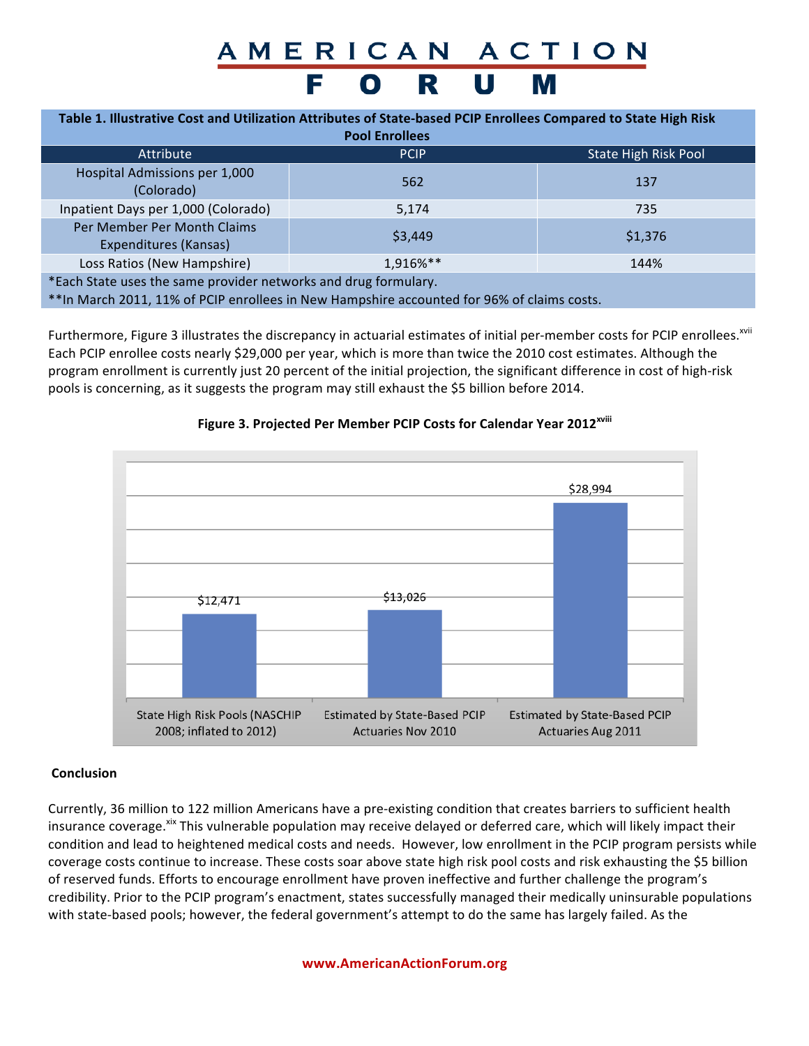**Table 1. Illustrative Cost and Utilization Attributes of State-based PCIP Enrollees Compared to State High Risk Pool Enrollees**

| Attribute | PCIP | State High Risk Pool |
|---|---|---|
| Hospital Admissions per 1,000 (Colorado) | 562 | 137 |
| Inpatient Days per 1,000 (Colorado) | 5,174 | 735 |
| Per Member Per Month Claims Expenditures (Kansas) | $3,449 | $1,376 |
| Loss Ratios (New Hampshire) | 1,916%** | 144% |

*Each State uses the same provider networks and drug formulary.
**In March 2011, 11% of PCIP enrollees in New Hampshire accounted for 96% of claims costs.

Furthermore, Figure 3 illustrates the discrepancy in actuarial estimates of initial per-member costs for PCIP enrollees.[xvii] Each PCIP enrollee costs nearly $29,000 per year, which is more than twice the 2010 cost estimates. Although the program enrollment is currently just 20 percent of the initial projection, the significant difference in cost of high-risk pools is concerning, as it suggests the program may still exhaust the $5 billion before 2014.

**Figure 3. Projected Per Member PCIP Costs for Calendar Year 2012**[xviii]

| Category | Cost |
|---|---|
| State High Risk Pools (NASCHIP 2008; inflated to 2012) | $12,471 |
| Estimated by State-Based PCIP Actuaries Nov 2010 | $13,026 |
| Estimated by State-Based PCIP Actuaries Aug 2011 | $28,994 |

**Conclusion**

Currently, 36 million to 122 million Americans have a pre-existing condition that creates barriers to sufficient health insurance coverage.[xix] This vulnerable population may receive delayed or deferred care, which will likely impact their condition and lead to heightened medical costs and needs. However, low enrollment in the PCIP program persists while coverage costs continue to increase. These costs soar above state high risk pool costs and risk exhausting the $5 billion of reserved funds. Efforts to encourage enrollment have proven ineffective and further challenge the program's credibility. Prior to the PCIP program's enactment, states successfully managed their medically uninsurable populations with state-based pools; however, the federal government's attempt to do the same has largely failed. As the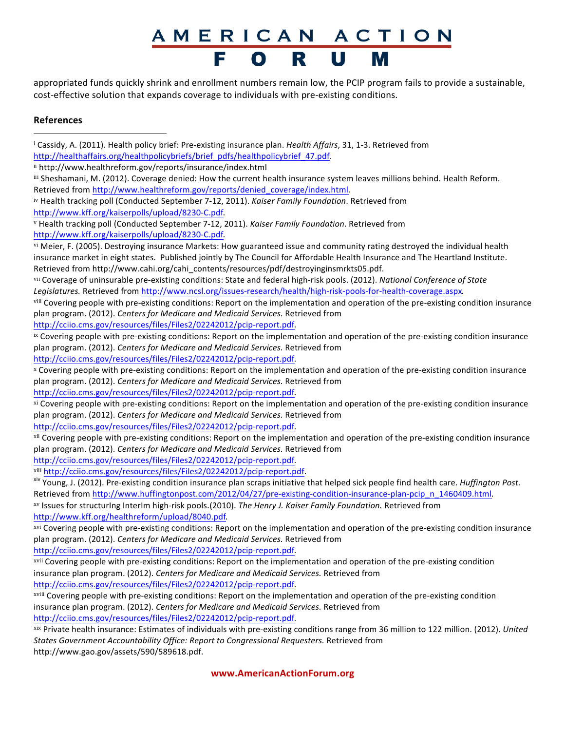appropriated funds quickly shrink and enrollment numbers remain low, the PCIP program fails to provide a sustainable, cost-effective solution that expands coverage to individuals with pre-existing conditions.

**References**

---

[i] Cassidy, A. (2011). Health policy brief: Pre-existing insurance plan. *Health Affairs*, 31, 1-3. Retrieved from http://healthaffairs.org/healthpolicybriefs/brief_pdfs/healthpolicybrief_47.pdf.

[ii] http://www.healthreform.gov/reports/insurance/index.html

[iii] Sheshamani, M. (2012). Coverage denied: How the current health insurance system leaves millions behind. Health Reform. Retrieved from http://www.healthreform.gov/reports/denied_coverage/index.html.

[iv] Health tracking poll (Conducted September 7-12, 2011). *Kaiser Family Foundation*. Retrieved from http://www.kff.org/kaiserpolls/upload/8230-C.pdf.

[v] Health tracking poll (Conducted September 7-12, 2011). *Kaiser Family Foundation*. Retrieved from http://www.kff.org/kaiserpolls/upload/8230-C.pdf.

[vi] Meier, F. (2005). Destroying insurance Markets: How guaranteed issue and community rating destroyed the individual health insurance market in eight states. Published jointly by The Council for Affordable Health Insurance and The Heartland Institute. Retrieved from http://www.cahi.org/cahi_contents/resources/pdf/destroyinginsmrkts05.pdf.

[vii] Coverage of uninsurable pre-existing conditions: State and federal high-risk pools. (2012). *National Conference of State Legislatures.* Retrieved from http://www.ncsl.org/issues-research/health/high-risk-pools-for-health-coverage.aspx.

[viii] Covering people with pre-existing conditions: Report on the implementation and operation of the pre-existing condition insurance plan program. (2012). *Centers for Medicare and Medicaid Services.* Retrieved from http://cciio.cms.gov/resources/files/Files2/02242012/pcip-report.pdf.

[ix] Covering people with pre-existing conditions: Report on the implementation and operation of the pre-existing condition insurance plan program. (2012). *Centers for Medicare and Medicaid Services.* Retrieved from http://cciio.cms.gov/resources/files/Files2/02242012/pcip-report.pdf.

[x] Covering people with pre-existing conditions: Report on the implementation and operation of the pre-existing condition insurance plan program. (2012). *Centers for Medicare and Medicaid Services.* Retrieved from http://cciio.cms.gov/resources/files/Files2/02242012/pcip-report.pdf.

[xi] Covering people with pre-existing conditions: Report on the implementation and operation of the pre-existing condition insurance plan program. (2012). *Centers for Medicare and Medicaid Services.* Retrieved from http://cciio.cms.gov/resources/files/Files2/02242012/pcip-report.pdf.

[xii] Covering people with pre-existing conditions: Report on the implementation and operation of the pre-existing condition insurance plan program. (2012). *Centers for Medicare and Medicaid Services.* Retrieved from http://cciio.cms.gov/resources/files/Files2/02242012/pcip-report.pdf.

[xiii] http://cciio.cms.gov/resources/files/Files2/02242012/pcip-report.pdf.

[xiv] Young, J. (2012). Pre-existing condition insurance plan scraps initiative that helped sick people find health care. *Huffington Post.* Retrieved from http://www.huffingtonpost.com/2012/04/27/pre-existing-condition-insurance-plan-pcip_n_1460409.html.

[xv] Issues for structurIng InterIm high-risk pools.(2010). *The Henry J. Kaiser Family Foundation.* Retrieved from http://www.kff.org/healthreform/upload/8040.pdf.

[xvi] Covering people with pre-existing conditions: Report on the implementation and operation of the pre-existing condition insurance plan program. (2012). *Centers for Medicare and Medicaid Services.* Retrieved from http://cciio.cms.gov/resources/files/Files2/02242012/pcip-report.pdf.

[xvii] Covering people with pre-existing conditions: Report on the implementation and operation of the pre-existing condition insurance plan program. (2012). *Centers for Medicare and Medicaid Services.* Retrieved from http://cciio.cms.gov/resources/files/Files2/02242012/pcip-report.pdf.

[xviii] Covering people with pre-existing conditions: Report on the implementation and operation of the pre-existing condition insurance plan program. (2012). *Centers for Medicare and Medicaid Services.* Retrieved from http://cciio.cms.gov/resources/files/Files2/02242012/pcip-report.pdf.

[xix] Private health insurance: Estimates of individuals with pre-existing conditions range from 36 million to 122 million. (2012). *United States Government Accountability Office: Report to Congressional Requesters.* Retrieved from http://www.gao.gov/assets/590/589618.pdf.